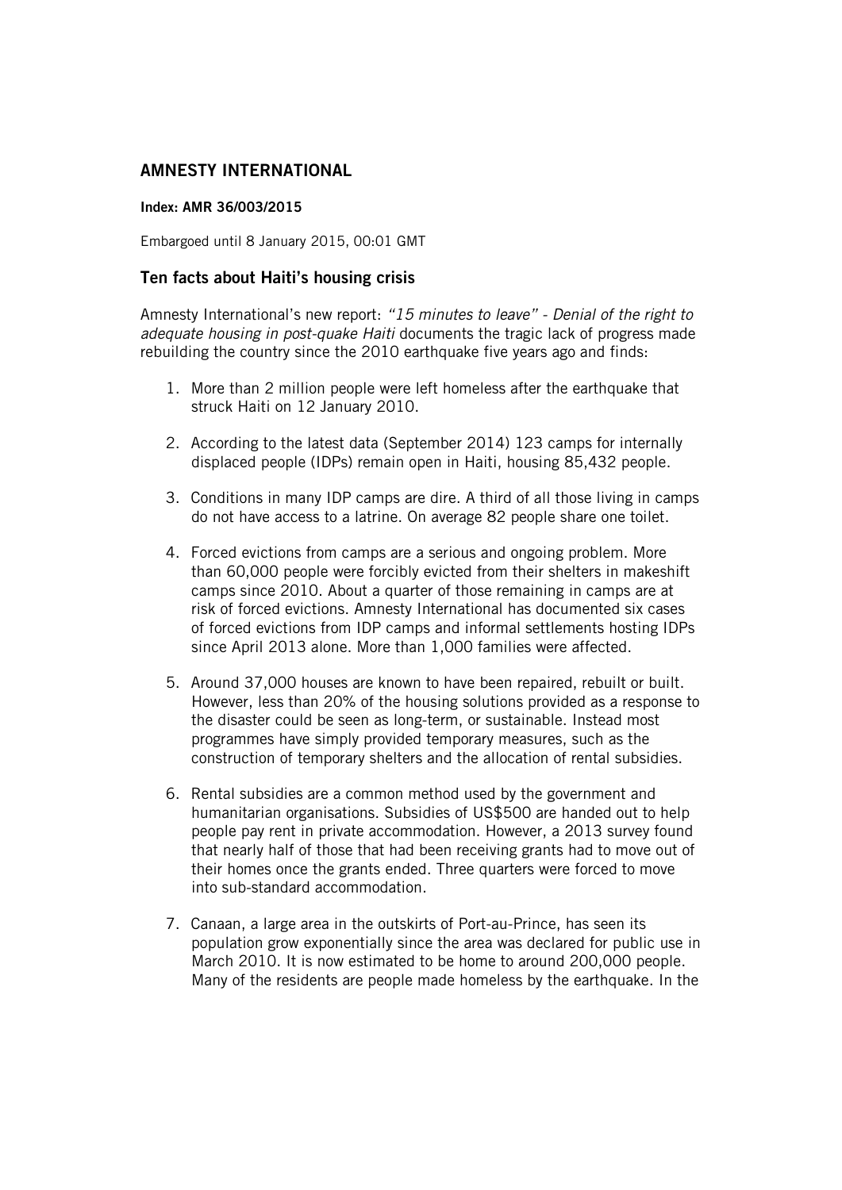## AMNESTY INTERNATIONAL

**Index: AMR 36/003/2015**

Embargoed until 8 January 2015, 00:01 GMT

### Ten facts about Haiti's housing crisis

Amnesty International's new report: *"15 minutes to leave" - Denial of the right to adequate housing in post-quake Haiti* documents the tragic lack of progress made rebuilding the country since the 2010 earthquake five years ago and finds:

1. More than 2 million people were left homeless after the earthquake that struck Haiti on 12 January 2010.

2. According to the latest data (September 2014) 123 camps for internally displaced people (IDPs) remain open in Haiti, housing 85,432 people.

3. Conditions in many IDP camps are dire. A third of all those living in camps do not have access to a latrine. On average 82 people share one toilet.

4. Forced evictions from camps are a serious and ongoing problem. More than 60,000 people were forcibly evicted from their shelters in makeshift camps since 2010. About a quarter of those remaining in camps are at risk of forced evictions. Amnesty International has documented six cases of forced evictions from IDP camps and informal settlements hosting IDPs since April 2013 alone. More than 1,000 families were affected.

5. Around 37,000 houses are known to have been repaired, rebuilt or built. However, less than 20% of the housing solutions provided as a response to the disaster could be seen as long-term, or sustainable. Instead most programmes have simply provided temporary measures, such as the construction of temporary shelters and the allocation of rental subsidies.

6. Rental subsidies are a common method used by the government and humanitarian organisations. Subsidies of US$500 are handed out to help people pay rent in private accommodation. However, a 2013 survey found that nearly half of those that had been receiving grants had to move out of their homes once the grants ended. Three quarters were forced to move into sub-standard accommodation.

7. Canaan, a large area in the outskirts of Port-au-Prince, has seen its population grow exponentially since the area was declared for public use in March 2010. It is now estimated to be home to around 200,000 people. Many of the residents are people made homeless by the earthquake. In the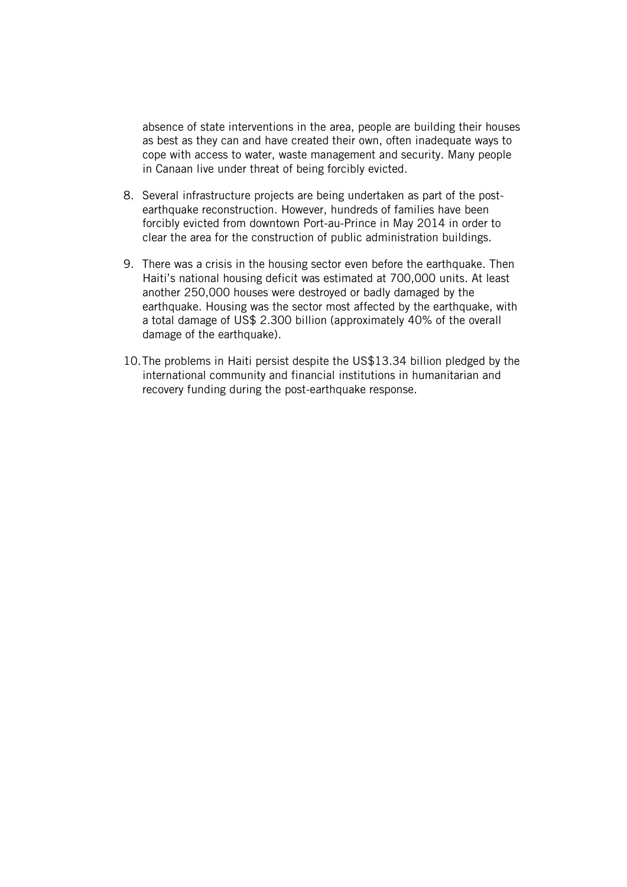absence of state interventions in the area, people are building their houses as best as they can and have created their own, often inadequate ways to cope with access to water, waste management and security. Many people in Canaan live under threat of being forcibly evicted.

8. Several infrastructure projects are being undertaken as part of the post-earthquake reconstruction. However, hundreds of families have been forcibly evicted from downtown Port-au-Prince in May 2014 in order to clear the area for the construction of public administration buildings.

9. There was a crisis in the housing sector even before the earthquake. Then Haiti's national housing deficit was estimated at 700,000 units. At least another 250,000 houses were destroyed or badly damaged by the earthquake. Housing was the sector most affected by the earthquake, with a total damage of US$ 2.300 billion (approximately 40% of the overall damage of the earthquake).

10. The problems in Haiti persist despite the US$13.34 billion pledged by the international community and financial institutions in humanitarian and recovery funding during the post-earthquake response.